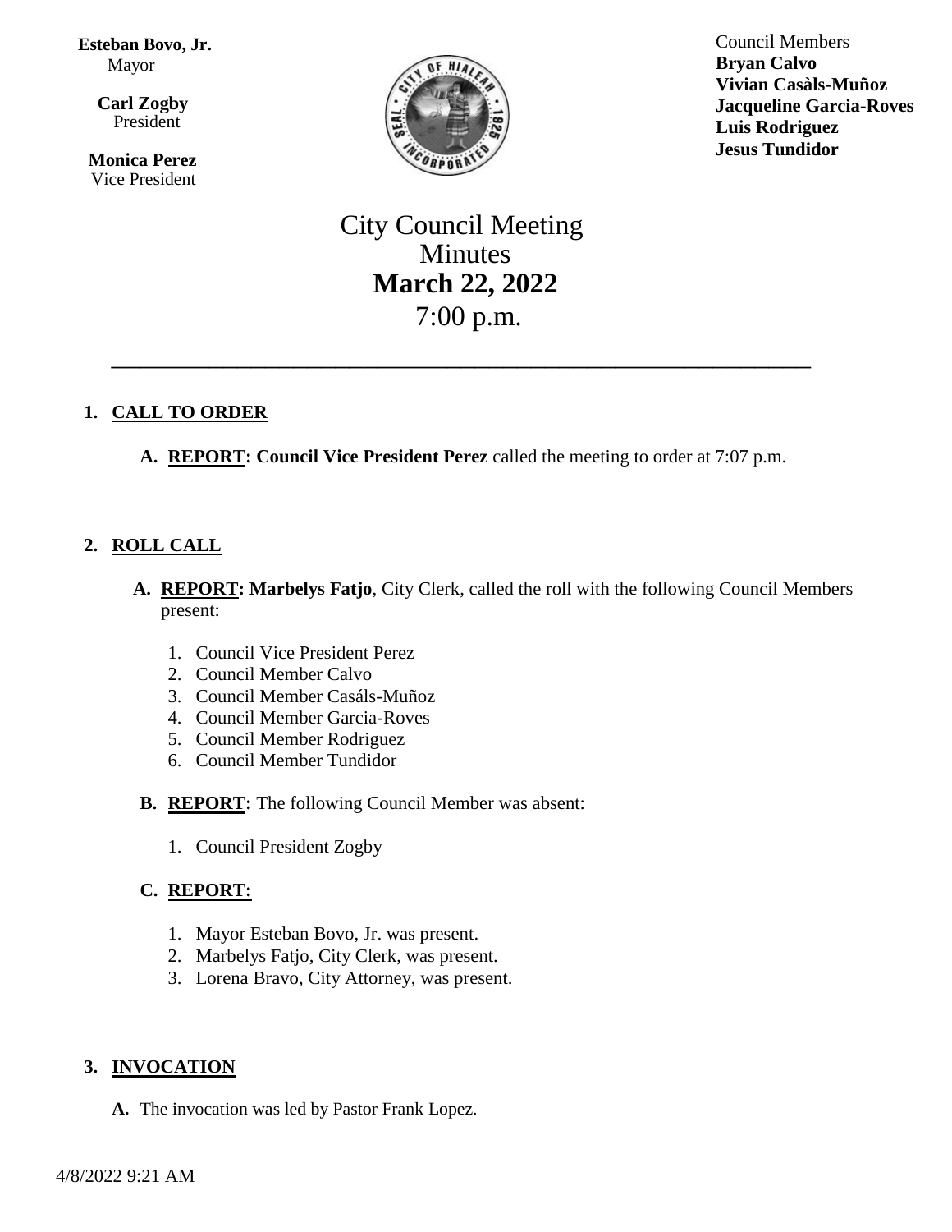**Esteban Bovo, Jr.**
Mayor

**Carl Zogby**
President

**Monica Perez**
Vice President

Council Members
**Bryan Calvo**
**Vivian Casàls-Muñoz**
**Jacqueline Garcia-Roves**
**Luis Rodriguez**
**Jesus Tundidor**

# City Council Meeting
# Minutes
# **March 22, 2022**
# 7:00 p.m.

---

1. **CALL TO ORDER**

   A. **REPORT: Council Vice President Perez** called the meeting to order at 7:07 p.m.

2. **ROLL CALL**

   A. **REPORT: Marbelys Fatjo**, City Clerk, called the roll with the following Council Members present:

      1. Council Vice President Perez
      2. Council Member Calvo
      3. Council Member Casáls-Muñoz
      4. Council Member Garcia-Roves
      5. Council Member Rodriguez
      6. Council Member Tundidor

   B. **REPORT:** The following Council Member was absent:

      1. Council President Zogby

   C. **REPORT:**

      1. Mayor Esteban Bovo, Jr. was present.
      2. Marbelys Fatjo, City Clerk, was present.
      3. Lorena Bravo, City Attorney, was present.

3. **INVOCATION**

   A. The invocation was led by Pastor Frank Lopez.

4/8/2022 9:21 AM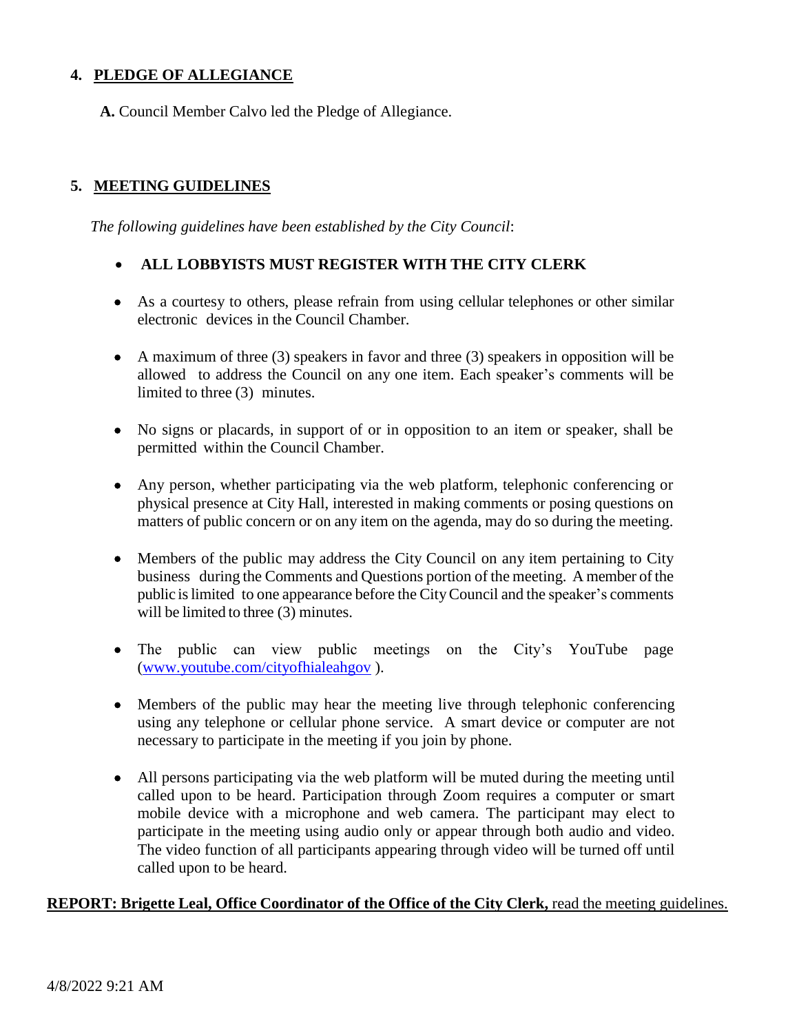## 4. PLEDGE OF ALLEGIANCE

**A.** Council Member Calvo led the Pledge of Allegiance.

## 5. MEETING GUIDELINES

*The following guidelines have been established by the City Council*:

- **ALL LOBBYISTS MUST REGISTER WITH THE CITY CLERK**
- As a courtesy to others, please refrain from using cellular telephones or other similar electronic devices in the Council Chamber.
- A maximum of three (3) speakers in favor and three (3) speakers in opposition will be allowed to address the Council on any one item. Each speaker's comments will be limited to three (3) minutes.
- No signs or placards, in support of or in opposition to an item or speaker, shall be permitted within the Council Chamber.
- Any person, whether participating via the web platform, telephonic conferencing or physical presence at City Hall, interested in making comments or posing questions on matters of public concern or on any item on the agenda, may do so during the meeting.
- Members of the public may address the City Council on any item pertaining to City business during the Comments and Questions portion of the meeting. A member of the public is limited to one appearance before the City Council and the speaker's comments will be limited to three (3) minutes.
- The public can view public meetings on the City's YouTube page (www.youtube.com/cityofhialeahgov ).
- Members of the public may hear the meeting live through telephonic conferencing using any telephone or cellular phone service. A smart device or computer are not necessary to participate in the meeting if you join by phone.
- All persons participating via the web platform will be muted during the meeting until called upon to be heard. Participation through Zoom requires a computer or smart mobile device with a microphone and web camera. The participant may elect to participate in the meeting using audio only or appear through both audio and video. The video function of all participants appearing through video will be turned off until called upon to be heard.

**REPORT: Brigette Leal, Office Coordinator of the Office of the City Clerk,** read the meeting guidelines.

4/8/2022 9:21 AM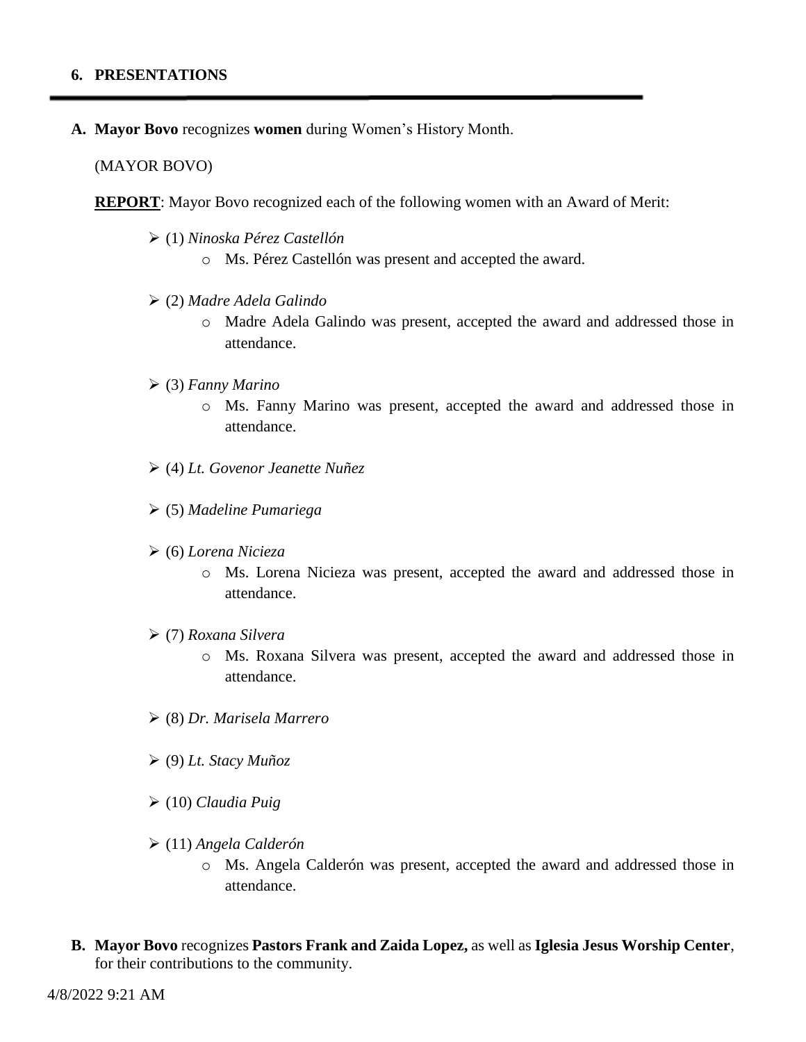## 6. PRESENTATIONS

---

**A. Mayor Bovo** recognizes **women** during Women's History Month.

(MAYOR BOVO)

**REPORT**: Mayor Bovo recognized each of the following women with an Award of Merit:

- (1) *Ninoska Pérez Castellón*
  - Ms. Pérez Castellón was present and accepted the award.
- (2) *Madre Adela Galindo*
  - Madre Adela Galindo was present, accepted the award and addressed those in attendance.
- (3) *Fanny Marino*
  - Ms. Fanny Marino was present, accepted the award and addressed those in attendance.
- (4) *Lt. Govenor Jeanette Nuñez*
- (5) *Madeline Pumariega*
- (6) *Lorena Nicieza*
  - Ms. Lorena Nicieza was present, accepted the award and addressed those in attendance.
- (7) *Roxana Silvera*
  - Ms. Roxana Silvera was present, accepted the award and addressed those in attendance.
- (8) *Dr. Marisela Marrero*
- (9) *Lt. Stacy Muñoz*
- (10) *Claudia Puig*
- (11) *Angela Calderón*
  - Ms. Angela Calderón was present, accepted the award and addressed those in attendance.

**B. Mayor Bovo** recognizes **Pastors Frank and Zaida Lopez,** as well as **Iglesia Jesus Worship Center**, for their contributions to the community.

4/8/2022 9:21 AM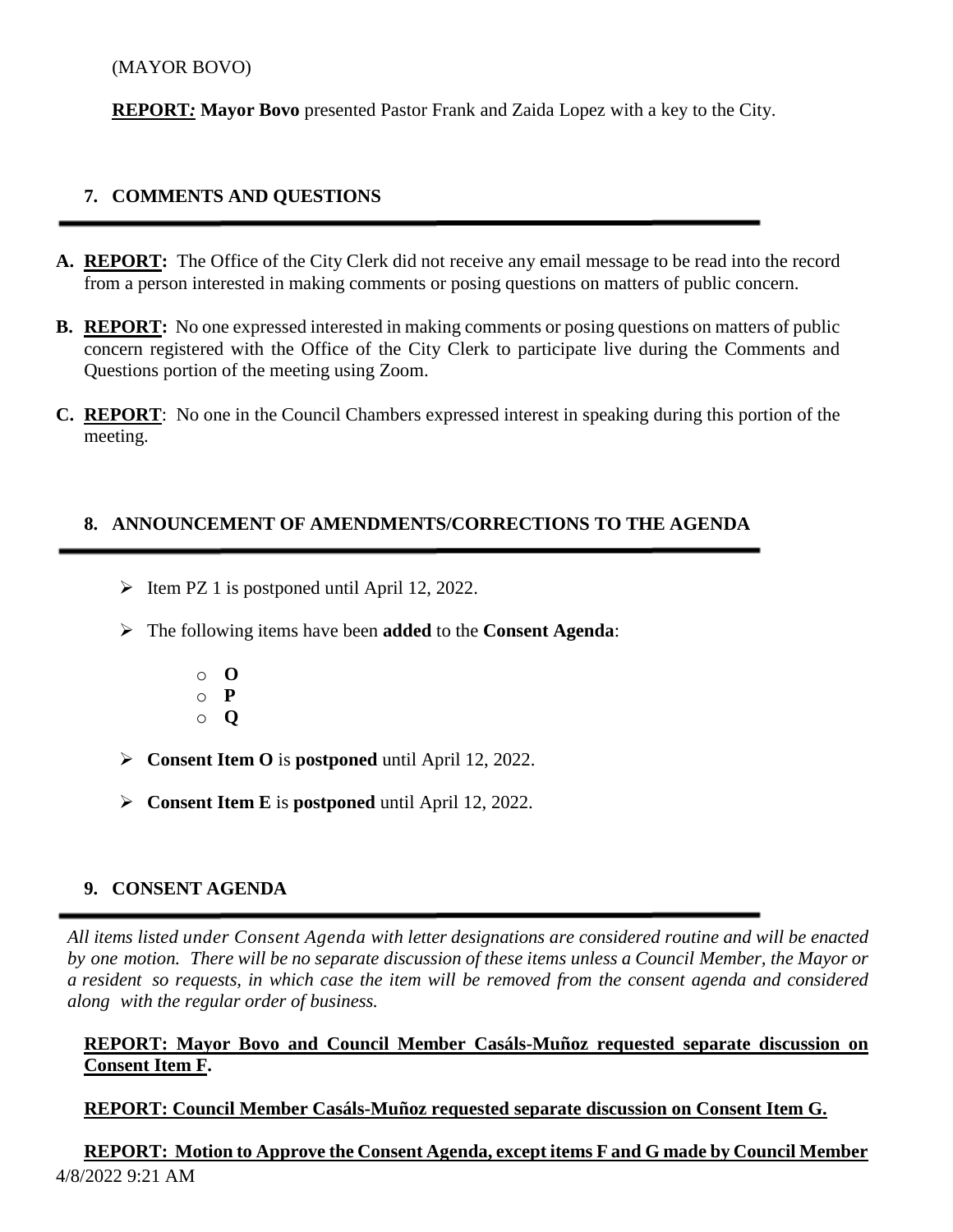(MAYOR BOVO)

**REPORT*:* Mayor Bovo** presented Pastor Frank and Zaida Lopez with a key to the City.

## 7. COMMENTS AND QUESTIONS

**A. REPORT:** The Office of the City Clerk did not receive any email message to be read into the record from a person interested in making comments or posing questions on matters of public concern.

**B. REPORT:** No one expressed interested in making comments or posing questions on matters of public concern registered with the Office of the City Clerk to participate live during the Comments and Questions portion of the meeting using Zoom.

**C. REPORT**: No one in the Council Chambers expressed interest in speaking during this portion of the meeting.

## 8. ANNOUNCEMENT OF AMENDMENTS/CORRECTIONS TO THE AGENDA

- Item PZ 1 is postponed until April 12, 2022.
- The following items have been **added** to the **Consent Agenda**:
  - **O**
  - **P**
  - **Q**
- **Consent Item O** is **postponed** until April 12, 2022.
- **Consent Item E** is **postponed** until April 12, 2022.

## 9. CONSENT AGENDA

*All items listed under Consent Agenda with letter designations are considered routine and will be enacted by one motion. There will be no separate discussion of these items unless a Council Member, the Mayor or a resident so requests, in which case the item will be removed from the consent agenda and considered along with the regular order of business.*

**REPORT: Mayor Bovo and Council Member Casáls-Muñoz requested separate discussion on Consent Item F.**

**REPORT: Council Member Casáls-Muñoz requested separate discussion on Consent Item G.**

**REPORT: Motion to Approve the Consent Agenda, except items F and G made by Council Member**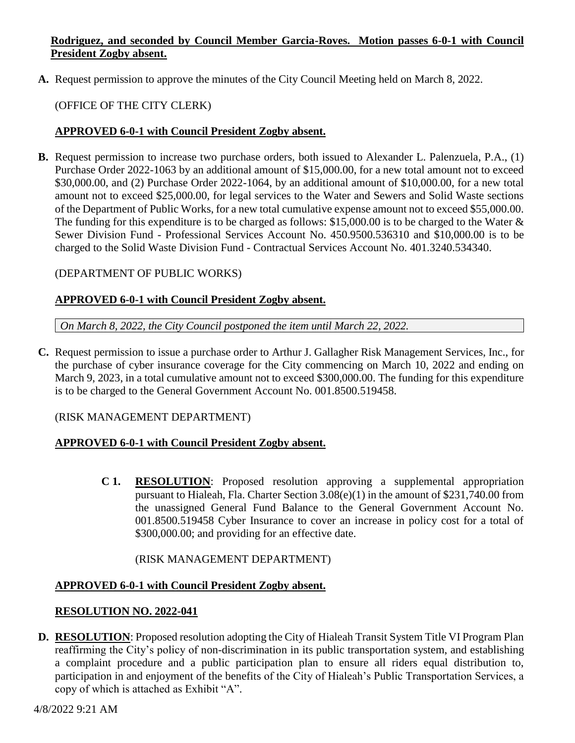**Rodriguez, and seconded by Council Member Garcia-Roves. Motion passes 6-0-1 with Council President Zogby absent.**

**A.** Request permission to approve the minutes of the City Council Meeting held on March 8, 2022.

(OFFICE OF THE CITY CLERK)

**APPROVED 6-0-1 with Council President Zogby absent.**

**B.** Request permission to increase two purchase orders, both issued to Alexander L. Palenzuela, P.A., (1) Purchase Order 2022-1063 by an additional amount of $15,000.00, for a new total amount not to exceed $30,000.00, and (2) Purchase Order 2022-1064, by an additional amount of $10,000.00, for a new total amount not to exceed $25,000.00, for legal services to the Water and Sewers and Solid Waste sections of the Department of Public Works, for a new total cumulative expense amount not to exceed $55,000.00. The funding for this expenditure is to be charged as follows: $15,000.00 is to be charged to the Water & Sewer Division Fund - Professional Services Account No. 450.9500.536310 and $10,000.00 is to be charged to the Solid Waste Division Fund - Contractual Services Account No. 401.3240.534340.

(DEPARTMENT OF PUBLIC WORKS)

**APPROVED 6-0-1 with Council President Zogby absent.**

*On March 8, 2022, the City Council postponed the item until March 22, 2022.*

**C.** Request permission to issue a purchase order to Arthur J. Gallagher Risk Management Services, Inc., for the purchase of cyber insurance coverage for the City commencing on March 10, 2022 and ending on March 9, 2023, in a total cumulative amount not to exceed $300,000.00. The funding for this expenditure is to be charged to the General Government Account No. 001.8500.519458.

(RISK MANAGEMENT DEPARTMENT)

**APPROVED 6-0-1 with Council President Zogby absent.**

**C 1. RESOLUTION**: Proposed resolution approving a supplemental appropriation pursuant to Hialeah, Fla. Charter Section 3.08(e)(1) in the amount of $231,740.00 from the unassigned General Fund Balance to the General Government Account No. 001.8500.519458 Cyber Insurance to cover an increase in policy cost for a total of $300,000.00; and providing for an effective date.

(RISK MANAGEMENT DEPARTMENT)

**APPROVED 6-0-1 with Council President Zogby absent.**

**RESOLUTION NO. 2022-041**

**D. RESOLUTION**: Proposed resolution adopting the City of Hialeah Transit System Title VI Program Plan reaffirming the City's policy of non-discrimination in its public transportation system, and establishing a complaint procedure and a public participation plan to ensure all riders equal distribution to, participation in and enjoyment of the benefits of the City of Hialeah's Public Transportation Services, a copy of which is attached as Exhibit "A".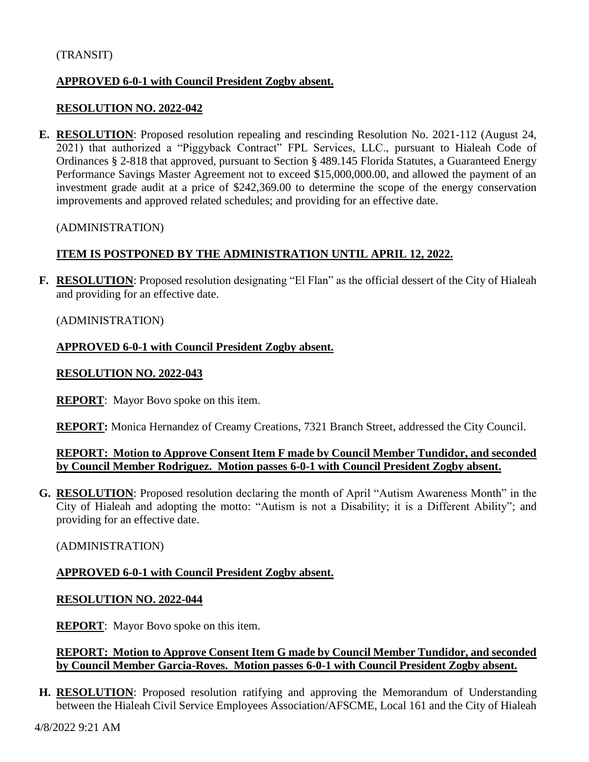(TRANSIT)

**APPROVED 6-0-1 with Council President Zogby absent.**

**RESOLUTION NO. 2022-042**

**E. RESOLUTION**: Proposed resolution repealing and rescinding Resolution No. 2021-112 (August 24, 2021) that authorized a "Piggyback Contract" FPL Services, LLC., pursuant to Hialeah Code of Ordinances § 2-818 that approved, pursuant to Section § 489.145 Florida Statutes, a Guaranteed Energy Performance Savings Master Agreement not to exceed $15,000,000.00, and allowed the payment of an investment grade audit at a price of $242,369.00 to determine the scope of the energy conservation improvements and approved related schedules; and providing for an effective date.

(ADMINISTRATION)

**ITEM IS POSTPONED BY THE ADMINISTRATION UNTIL APRIL 12, 2022.**

**F. RESOLUTION**: Proposed resolution designating "El Flan" as the official dessert of the City of Hialeah and providing for an effective date.

(ADMINISTRATION)

**APPROVED 6-0-1 with Council President Zogby absent.**

**RESOLUTION NO. 2022-043**

**REPORT**: Mayor Bovo spoke on this item.

**REPORT:** Monica Hernandez of Creamy Creations, 7321 Branch Street, addressed the City Council.

**REPORT: Motion to Approve Consent Item F made by Council Member Tundidor, and seconded by Council Member Rodriguez. Motion passes 6-0-1 with Council President Zogby absent.**

**G. RESOLUTION**: Proposed resolution declaring the month of April "Autism Awareness Month" in the City of Hialeah and adopting the motto: "Autism is not a Disability; it is a Different Ability"; and providing for an effective date.

(ADMINISTRATION)

**APPROVED 6-0-1 with Council President Zogby absent.**

**RESOLUTION NO. 2022-044**

**REPORT**: Mayor Bovo spoke on this item.

**REPORT: Motion to Approve Consent Item G made by Council Member Tundidor, and seconded by Council Member Garcia-Roves. Motion passes 6-0-1 with Council President Zogby absent.**

**H. RESOLUTION**: Proposed resolution ratifying and approving the Memorandum of Understanding between the Hialeah Civil Service Employees Association/AFSCME, Local 161 and the City of Hialeah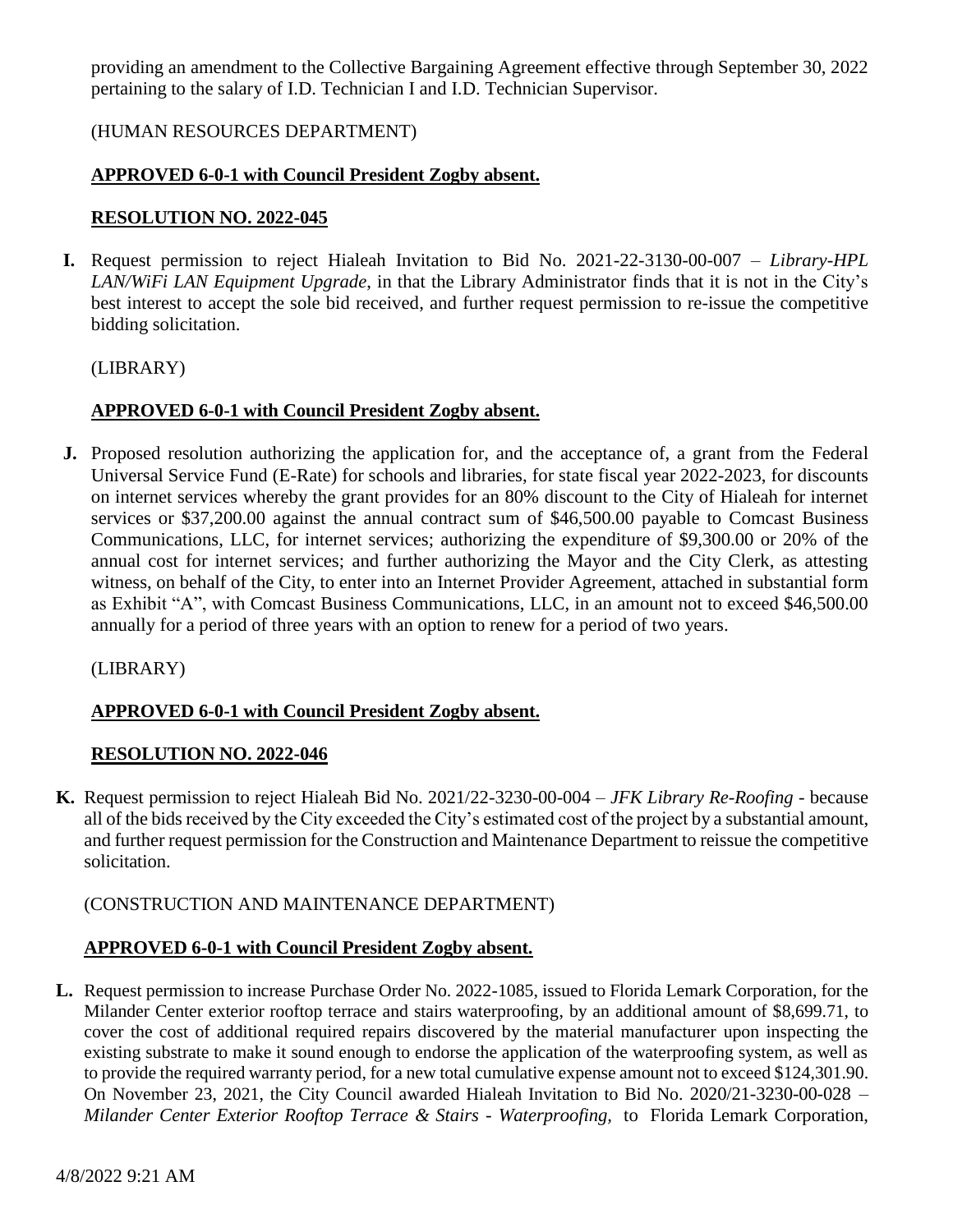providing an amendment to the Collective Bargaining Agreement effective through September 30, 2022 pertaining to the salary of I.D. Technician I and I.D. Technician Supervisor.

(HUMAN RESOURCES DEPARTMENT)

**APPROVED 6-0-1 with Council President Zogby absent.**

**RESOLUTION NO. 2022-045**

**I.** Request permission to reject Hialeah Invitation to Bid No. 2021-22-3130-00-007 – *Library-HPL LAN/WiFi LAN Equipment Upgrade*, in that the Library Administrator finds that it is not in the City's best interest to accept the sole bid received, and further request permission to re-issue the competitive bidding solicitation.

(LIBRARY)

**APPROVED 6-0-1 with Council President Zogby absent.**

**J.** Proposed resolution authorizing the application for, and the acceptance of, a grant from the Federal Universal Service Fund (E-Rate) for schools and libraries, for state fiscal year 2022-2023, for discounts on internet services whereby the grant provides for an 80% discount to the City of Hialeah for internet services or $37,200.00 against the annual contract sum of $46,500.00 payable to Comcast Business Communications, LLC, for internet services; authorizing the expenditure of $9,300.00 or 20% of the annual cost for internet services; and further authorizing the Mayor and the City Clerk, as attesting witness, on behalf of the City, to enter into an Internet Provider Agreement, attached in substantial form as Exhibit "A", with Comcast Business Communications, LLC, in an amount not to exceed $46,500.00 annually for a period of three years with an option to renew for a period of two years.

(LIBRARY)

**APPROVED 6-0-1 with Council President Zogby absent.**

**RESOLUTION NO. 2022-046**

**K.** Request permission to reject Hialeah Bid No. 2021/22-3230-00-004 – *JFK Library Re-Roofing* - because all of the bids received by the City exceeded the City's estimated cost of the project by a substantial amount, and further request permission for the Construction and Maintenance Department to reissue the competitive solicitation.

(CONSTRUCTION AND MAINTENANCE DEPARTMENT)

**APPROVED 6-0-1 with Council President Zogby absent.**

**L.** Request permission to increase Purchase Order No. 2022-1085, issued to Florida Lemark Corporation, for the Milander Center exterior rooftop terrace and stairs waterproofing, by an additional amount of $8,699.71, to cover the cost of additional required repairs discovered by the material manufacturer upon inspecting the existing substrate to make it sound enough to endorse the application of the waterproofing system, as well as to provide the required warranty period, for a new total cumulative expense amount not to exceed $124,301.90. On November 23, 2021, the City Council awarded Hialeah Invitation to Bid No. 2020/21-3230-00-028 – *Milander Center Exterior Rooftop Terrace & Stairs - Waterproofing,* to Florida Lemark Corporation,

4/8/2022 9:21 AM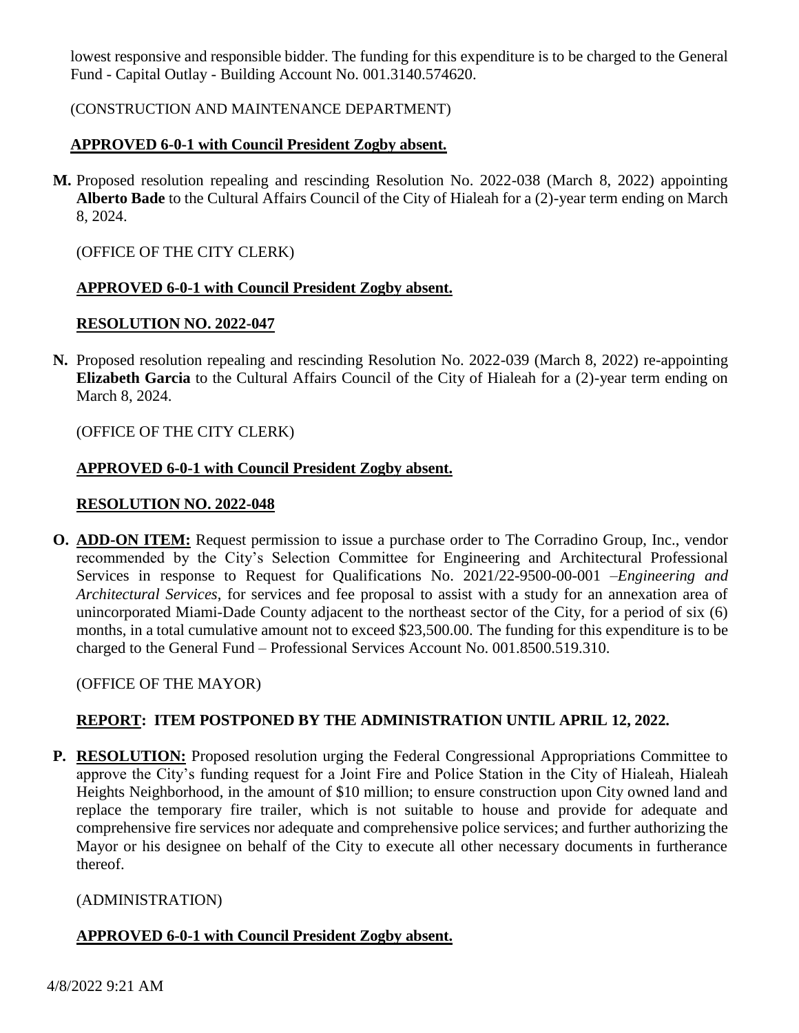lowest responsive and responsible bidder. The funding for this expenditure is to be charged to the General Fund - Capital Outlay - Building Account No. 001.3140.574620.

(CONSTRUCTION AND MAINTENANCE DEPARTMENT)

**APPROVED 6-0-1 with Council President Zogby absent.**

**M.** Proposed resolution repealing and rescinding Resolution No. 2022-038 (March 8, 2022) appointing **Alberto Bade** to the Cultural Affairs Council of the City of Hialeah for a (2)-year term ending on March 8, 2024.

(OFFICE OF THE CITY CLERK)

**APPROVED 6-0-1 with Council President Zogby absent.**

**RESOLUTION NO. 2022-047**

**N.** Proposed resolution repealing and rescinding Resolution No. 2022-039 (March 8, 2022) re-appointing **Elizabeth Garcia** to the Cultural Affairs Council of the City of Hialeah for a (2)-year term ending on March 8, 2024.

(OFFICE OF THE CITY CLERK)

**APPROVED 6-0-1 with Council President Zogby absent.**

**RESOLUTION NO. 2022-048**

**O.** **ADD-ON ITEM:** Request permission to issue a purchase order to The Corradino Group, Inc., vendor recommended by the City's Selection Committee for Engineering and Architectural Professional Services in response to Request for Qualifications No. 2021/22-9500-00-001 –*Engineering and Architectural Services*, for services and fee proposal to assist with a study for an annexation area of unincorporated Miami-Dade County adjacent to the northeast sector of the City, for a period of six (6) months, in a total cumulative amount not to exceed $23,500.00. The funding for this expenditure is to be charged to the General Fund – Professional Services Account No. 001.8500.519.310.

(OFFICE OF THE MAYOR)

**REPORT: ITEM POSTPONED BY THE ADMINISTRATION UNTIL APRIL 12, 2022.**

**P.** **RESOLUTION:** Proposed resolution urging the Federal Congressional Appropriations Committee to approve the City's funding request for a Joint Fire and Police Station in the City of Hialeah, Hialeah Heights Neighborhood, in the amount of $10 million; to ensure construction upon City owned land and replace the temporary fire trailer, which is not suitable to house and provide for adequate and comprehensive fire services nor adequate and comprehensive police services; and further authorizing the Mayor or his designee on behalf of the City to execute all other necessary documents in furtherance thereof.

(ADMINISTRATION)

**APPROVED 6-0-1 with Council President Zogby absent.**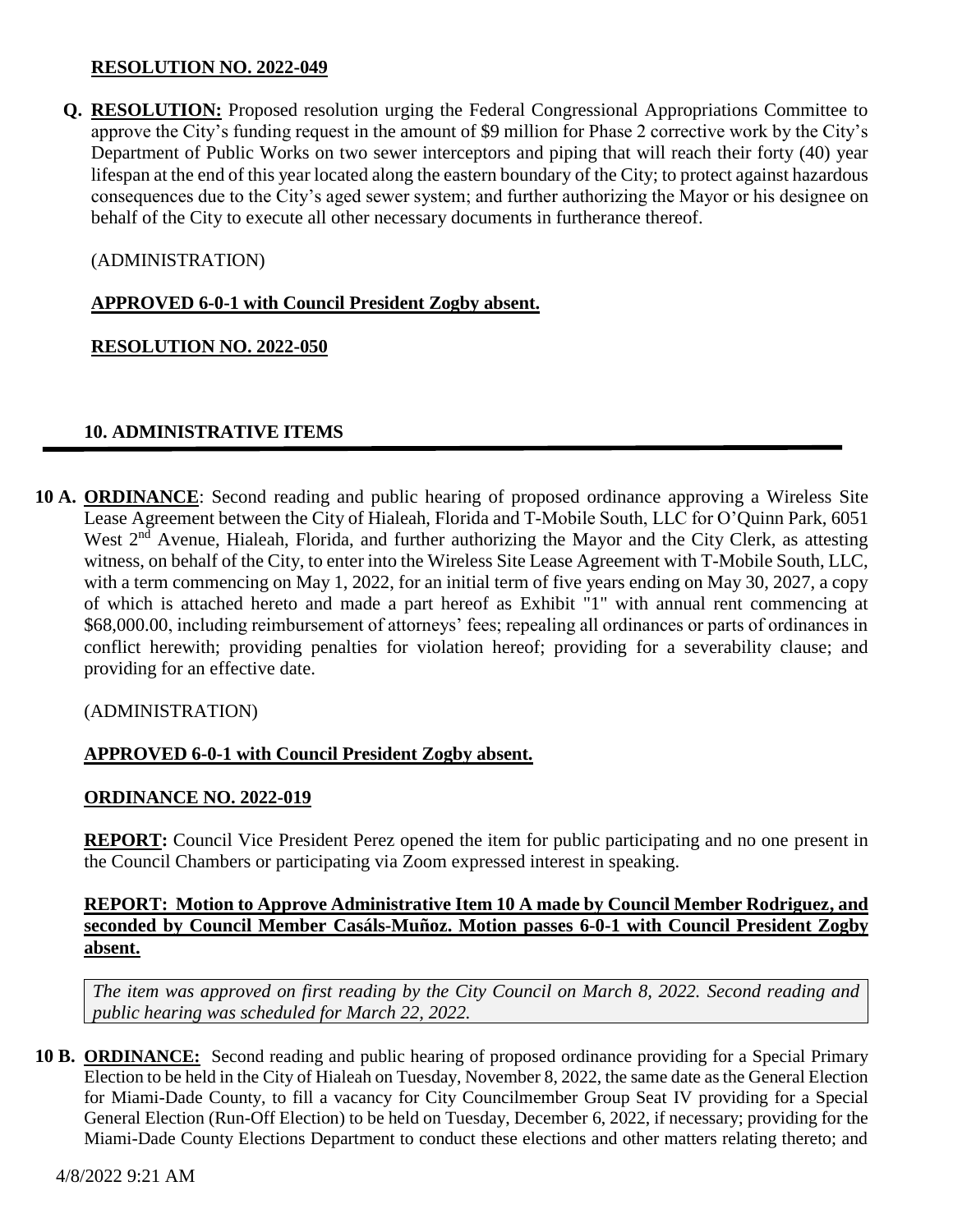**RESOLUTION NO. 2022-049**

**Q. RESOLUTION:** Proposed resolution urging the Federal Congressional Appropriations Committee to approve the City's funding request in the amount of $9 million for Phase 2 corrective work by the City's Department of Public Works on two sewer interceptors and piping that will reach their forty (40) year lifespan at the end of this year located along the eastern boundary of the City; to protect against hazardous consequences due to the City's aged sewer system; and further authorizing the Mayor or his designee on behalf of the City to execute all other necessary documents in furtherance thereof.

(ADMINISTRATION)

**APPROVED 6-0-1 with Council President Zogby absent.**

**RESOLUTION NO. 2022-050**

## 10. ADMINISTRATIVE ITEMS

**10 A. ORDINANCE**: Second reading and public hearing of proposed ordinance approving a Wireless Site Lease Agreement between the City of Hialeah, Florida and T-Mobile South, LLC for O'Quinn Park, 6051 West 2nd Avenue, Hialeah, Florida, and further authorizing the Mayor and the City Clerk, as attesting witness, on behalf of the City, to enter into the Wireless Site Lease Agreement with T-Mobile South, LLC, with a term commencing on May 1, 2022, for an initial term of five years ending on May 30, 2027, a copy of which is attached hereto and made a part hereof as Exhibit "1" with annual rent commencing at $68,000.00, including reimbursement of attorneys' fees; repealing all ordinances or parts of ordinances in conflict herewith; providing penalties for violation hereof; providing for a severability clause; and providing for an effective date.

(ADMINISTRATION)

**APPROVED 6-0-1 with Council President Zogby absent.**

**ORDINANCE NO. 2022-019**

**REPORT:** Council Vice President Perez opened the item for public participating and no one present in the Council Chambers or participating via Zoom expressed interest in speaking.

**REPORT: Motion to Approve Administrative Item 10 A made by Council Member Rodriguez, and seconded by Council Member Casáls-Muñoz. Motion passes 6-0-1 with Council President Zogby absent.**

*The item was approved on first reading by the City Council on March 8, 2022. Second reading and public hearing was scheduled for March 22, 2022.*

**10 B. ORDINANCE:** Second reading and public hearing of proposed ordinance providing for a Special Primary Election to be held in the City of Hialeah on Tuesday, November 8, 2022, the same date as the General Election for Miami-Dade County, to fill a vacancy for City Councilmember Group Seat IV providing for a Special General Election (Run-Off Election) to be held on Tuesday, December 6, 2022, if necessary; providing for the Miami-Dade County Elections Department to conduct these elections and other matters relating thereto; and

4/8/2022 9:21 AM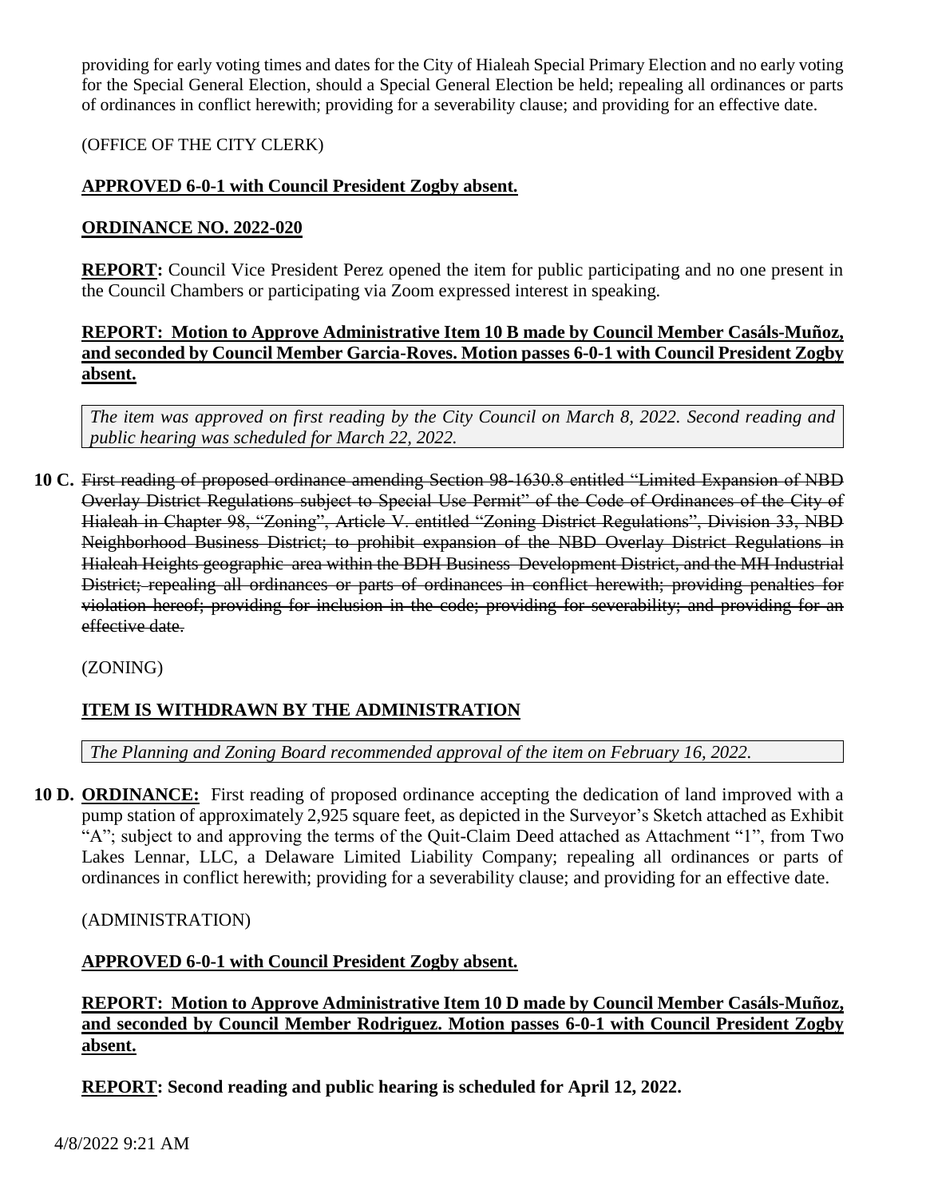providing for early voting times and dates for the City of Hialeah Special Primary Election and no early voting for the Special General Election, should a Special General Election be held; repealing all ordinances or parts of ordinances in conflict herewith; providing for a severability clause; and providing for an effective date.

(OFFICE OF THE CITY CLERK)

**APPROVED 6-0-1 with Council President Zogby absent.**

**ORDINANCE NO. 2022-020**

**REPORT:** Council Vice President Perez opened the item for public participating and no one present in the Council Chambers or participating via Zoom expressed interest in speaking.

**REPORT: Motion to Approve Administrative Item 10 B made by Council Member Casáls-Muñoz, and seconded by Council Member Garcia-Roves. Motion passes 6-0-1 with Council President Zogby absent.**

*The item was approved on first reading by the City Council on March 8, 2022. Second reading and public hearing was scheduled for March 22, 2022.*

**10 C.** ~~First reading of proposed ordinance amending Section 98-1630.8 entitled "Limited Expansion of NBD Overlay District Regulations subject to Special Use Permit" of the Code of Ordinances of the City of Hialeah in Chapter 98, "Zoning", Article V. entitled "Zoning District Regulations", Division 33, NBD Neighborhood Business District; to prohibit expansion of the NBD Overlay District Regulations in Hialeah Heights geographic area within the BDH Business Development District, and the MH Industrial District; repealing all ordinances or parts of ordinances in conflict herewith; providing penalties for violation hereof; providing for inclusion in the code; providing for severability; and providing for an effective date.~~

(ZONING)

**ITEM IS WITHDRAWN BY THE ADMINISTRATION**

*The Planning and Zoning Board recommended approval of the item on February 16, 2022.*

**10 D. ORDINANCE:** First reading of proposed ordinance accepting the dedication of land improved with a pump station of approximately 2,925 square feet, as depicted in the Surveyor's Sketch attached as Exhibit "A"; subject to and approving the terms of the Quit-Claim Deed attached as Attachment "1", from Two Lakes Lennar, LLC, a Delaware Limited Liability Company; repealing all ordinances or parts of ordinances in conflict herewith; providing for a severability clause; and providing for an effective date.

(ADMINISTRATION)

**APPROVED 6-0-1 with Council President Zogby absent.**

**REPORT: Motion to Approve Administrative Item 10 D made by Council Member Casáls-Muñoz, and seconded by Council Member Rodriguez. Motion passes 6-0-1 with Council President Zogby absent.**

**REPORT: Second reading and public hearing is scheduled for April 12, 2022.**

4/8/2022 9:21 AM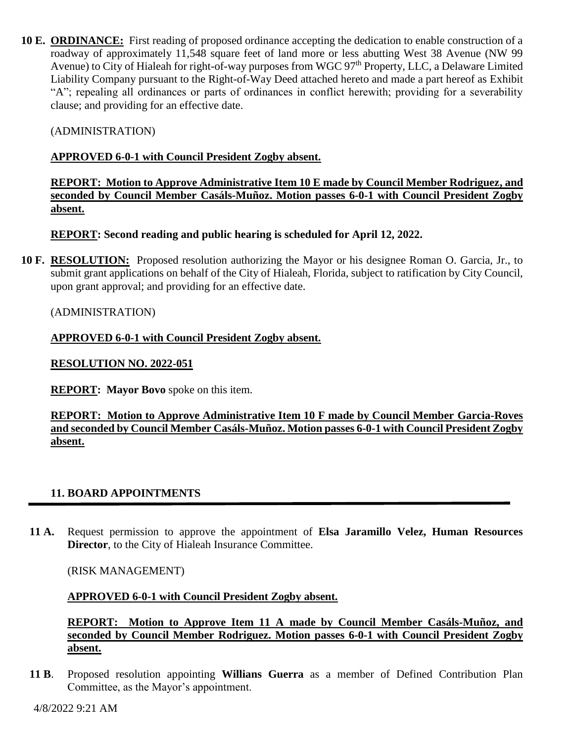**10 E.** **ORDINANCE:** First reading of proposed ordinance accepting the dedication to enable construction of a roadway of approximately 11,548 square feet of land more or less abutting West 38 Avenue (NW 99 Avenue) to City of Hialeah for right-of-way purposes from WGC 97th Property, LLC, a Delaware Limited Liability Company pursuant to the Right-of-Way Deed attached hereto and made a part hereof as Exhibit "A"; repealing all ordinances or parts of ordinances in conflict herewith; providing for a severability clause; and providing for an effective date.

(ADMINISTRATION)

**APPROVED 6-0-1 with Council President Zogby absent.**

**REPORT: Motion to Approve Administrative Item 10 E made by Council Member Rodriguez, and seconded by Council Member Casáls-Muñoz. Motion passes 6-0-1 with Council President Zogby absent.**

**REPORT: Second reading and public hearing is scheduled for April 12, 2022.**

**10 F.** **RESOLUTION:** Proposed resolution authorizing the Mayor or his designee Roman O. Garcia, Jr., to submit grant applications on behalf of the City of Hialeah, Florida, subject to ratification by City Council, upon grant approval; and providing for an effective date.

(ADMINISTRATION)

**APPROVED 6-0-1 with Council President Zogby absent.**

**RESOLUTION NO. 2022-051**

**REPORT:** **Mayor Bovo** spoke on this item.

**REPORT: Motion to Approve Administrative Item 10 F made by Council Member Garcia-Roves and seconded by Council Member Casáls-Muñoz. Motion passes 6-0-1 with Council President Zogby absent.**

## 11. BOARD APPOINTMENTS

**11 A.** Request permission to approve the appointment of **Elsa Jaramillo Velez, Human Resources Director**, to the City of Hialeah Insurance Committee.

(RISK MANAGEMENT)

**APPROVED 6-0-1 with Council President Zogby absent.**

**REPORT: Motion to Approve Item 11 A made by Council Member Casáls-Muñoz, and seconded by Council Member Rodriguez. Motion passes 6-0-1 with Council President Zogby absent.**

**11 B**. Proposed resolution appointing **Willians Guerra** as a member of Defined Contribution Plan Committee, as the Mayor's appointment.

4/8/2022 9:21 AM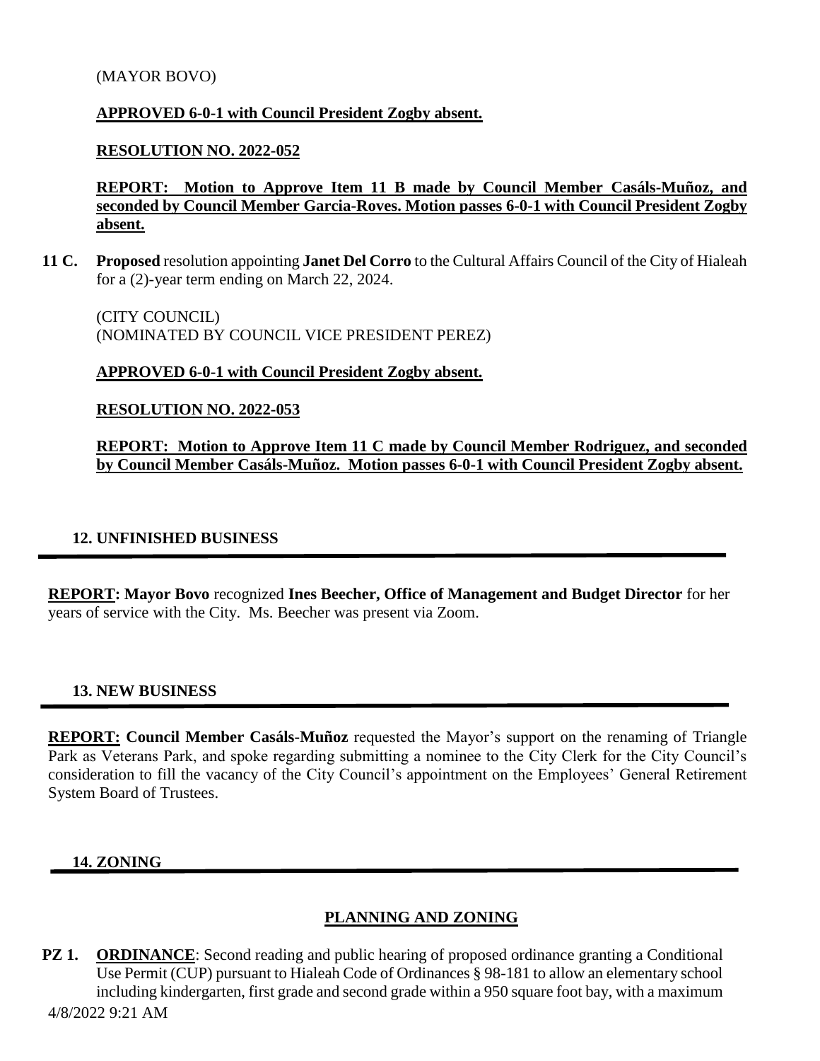(MAYOR BOVO)

**APPROVED 6-0-1 with Council President Zogby absent.**

**RESOLUTION NO. 2022-052**

**REPORT: Motion to Approve Item 11 B made by Council Member Casáls-Muñoz, and seconded by Council Member Garcia-Roves. Motion passes 6-0-1 with Council President Zogby absent.**

**11 C.** **Proposed** resolution appointing **Janet Del Corro** to the Cultural Affairs Council of the City of Hialeah for a (2)-year term ending on March 22, 2024.

(CITY COUNCIL)
(NOMINATED BY COUNCIL VICE PRESIDENT PEREZ)

**APPROVED 6-0-1 with Council President Zogby absent.**

**RESOLUTION NO. 2022-053**

**REPORT: Motion to Approve Item 11 C made by Council Member Rodriguez, and seconded by Council Member Casáls-Muñoz. Motion passes 6-0-1 with Council President Zogby absent.**

## 12. UNFINISHED BUSINESS

**REPORT: Mayor Bovo** recognized **Ines Beecher, Office of Management and Budget Director** for her years of service with the City. Ms. Beecher was present via Zoom.

## 13. NEW BUSINESS

**REPORT: Council Member Casáls-Muñoz** requested the Mayor's support on the renaming of Triangle Park as Veterans Park, and spoke regarding submitting a nominee to the City Clerk for the City Council's consideration to fill the vacancy of the City Council's appointment on the Employees' General Retirement System Board of Trustees.

## 14. ZONING

### PLANNING AND ZONING

**PZ 1.** **ORDINANCE**: Second reading and public hearing of proposed ordinance granting a Conditional Use Permit (CUP) pursuant to Hialeah Code of Ordinances § 98-181 to allow an elementary school including kindergarten, first grade and second grade within a 950 square foot bay, with a maximum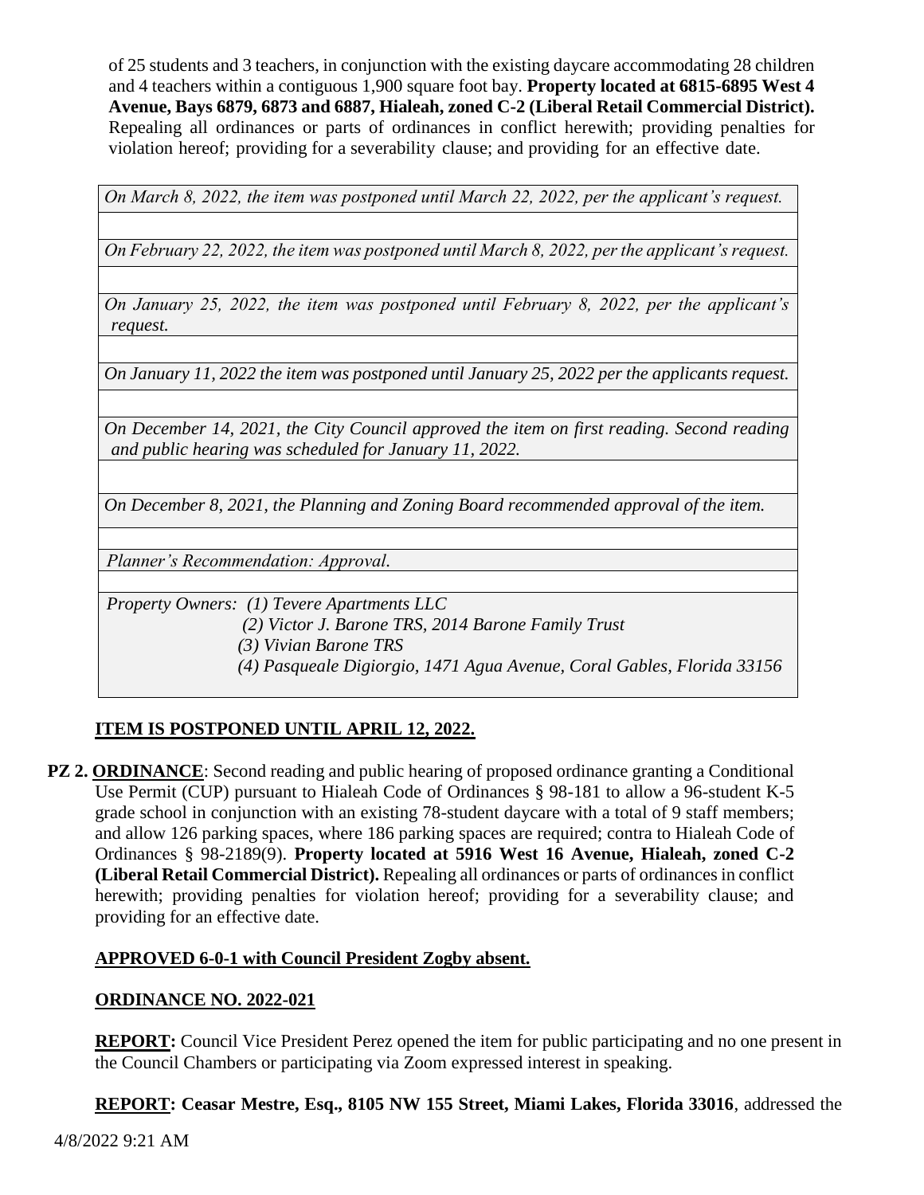of 25 students and 3 teachers, in conjunction with the existing daycare accommodating 28 children and 4 teachers within a contiguous 1,900 square foot bay. **Property located at 6815-6895 West 4 Avenue, Bays 6879, 6873 and 6887, Hialeah, zoned C-2 (Liberal Retail Commercial District).** Repealing all ordinances or parts of ordinances in conflict herewith; providing penalties for violation hereof; providing for a severability clause; and providing for an effective date.

*On March 8, 2022, the item was postponed until March 22, 2022, per the applicant's request.*

*On February 22, 2022, the item was postponed until March 8, 2022, per the applicant's request.*

*On January 25, 2022, the item was postponed until February 8, 2022, per the applicant's request.*

*On January 11, 2022 the item was postponed until January 25, 2022 per the applicants request.*

*On December 14, 2021, the City Council approved the item on first reading. Second reading and public hearing was scheduled for January 11, 2022.*

*On December 8, 2021, the Planning and Zoning Board recommended approval of the item.*

*Planner's Recommendation: Approval.*

*Property Owners: (1) Tevere Apartments LLC*
*(2) Victor J. Barone TRS, 2014 Barone Family Trust*
*(3) Vivian Barone TRS*
*(4) Pasqueale Digiorgio, 1471 Agua Avenue, Coral Gables, Florida 33156*

**ITEM IS POSTPONED UNTIL APRIL 12, 2022.**

**PZ 2. ORDINANCE**: Second reading and public hearing of proposed ordinance granting a Conditional Use Permit (CUP) pursuant to Hialeah Code of Ordinances § 98-181 to allow a 96-student K-5 grade school in conjunction with an existing 78-student daycare with a total of 9 staff members; and allow 126 parking spaces, where 186 parking spaces are required; contra to Hialeah Code of Ordinances § 98-2189(9). **Property located at 5916 West 16 Avenue, Hialeah, zoned C-2 (Liberal Retail Commercial District).** Repealing all ordinances or parts of ordinances in conflict herewith; providing penalties for violation hereof; providing for a severability clause; and providing for an effective date.

**APPROVED 6-0-1 with Council President Zogby absent.**

**ORDINANCE NO. 2022-021**

**REPORT:** Council Vice President Perez opened the item for public participating and no one present in the Council Chambers or participating via Zoom expressed interest in speaking.

**REPORT: Ceasar Mestre, Esq., 8105 NW 155 Street, Miami Lakes, Florida 33016**, addressed the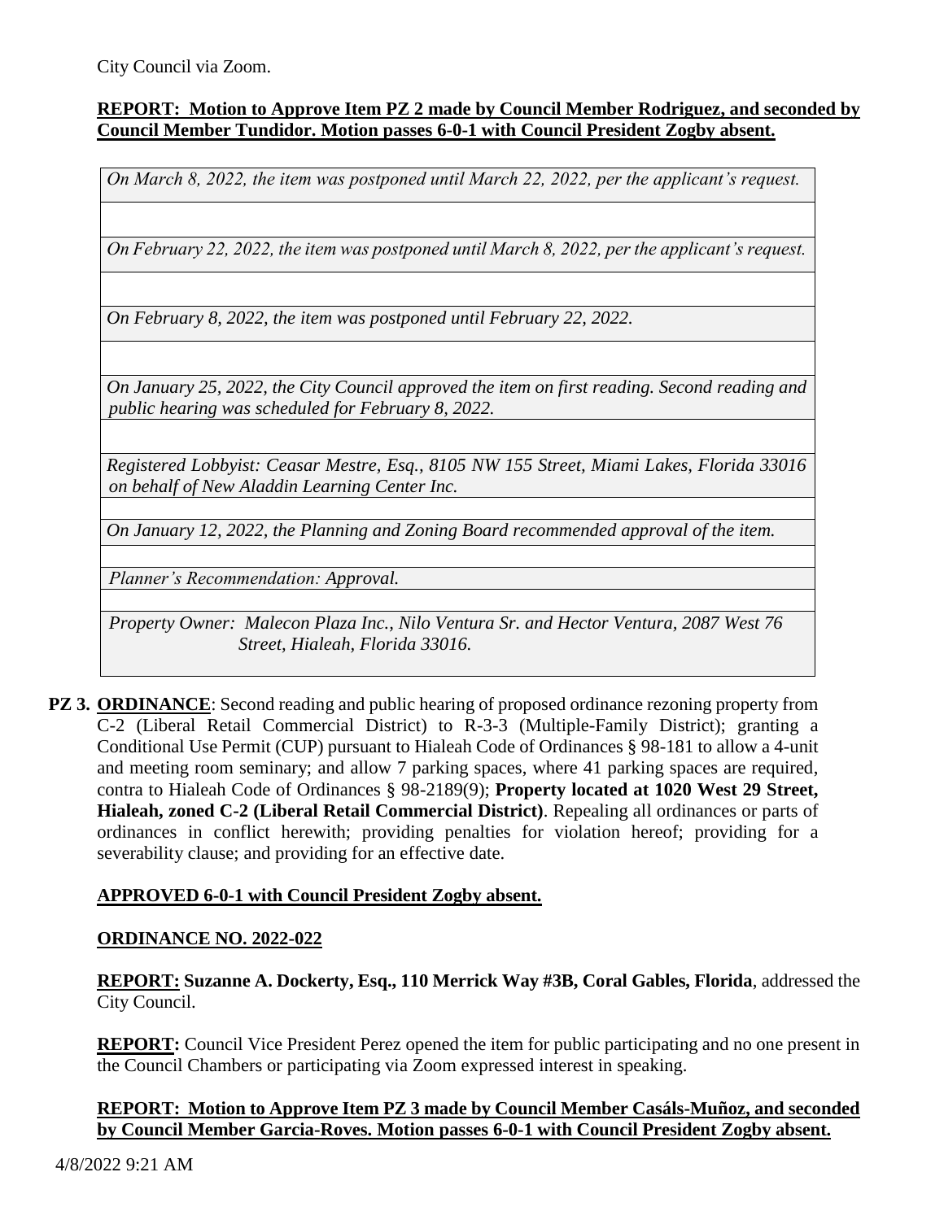City Council via Zoom.

**REPORT: Motion to Approve Item PZ 2 made by Council Member Rodriguez, and seconded by Council Member Tundidor. Motion passes 6-0-1 with Council President Zogby absent.**

*On March 8, 2022, the item was postponed until March 22, 2022, per the applicant's request.*

*On February 22, 2022, the item was postponed until March 8, 2022, per the applicant's request.*

*On February 8, 2022, the item was postponed until February 22, 2022.*

*On January 25, 2022, the City Council approved the item on first reading. Second reading and public hearing was scheduled for February 8, 2022.*

*Registered Lobbyist: Ceasar Mestre, Esq., 8105 NW 155 Street, Miami Lakes, Florida 33016 on behalf of New Aladdin Learning Center Inc.*

*On January 12, 2022, the Planning and Zoning Board recommended approval of the item.*

*Planner's Recommendation: Approval.*

*Property Owner: Malecon Plaza Inc., Nilo Ventura Sr. and Hector Ventura, 2087 West 76 Street, Hialeah, Florida 33016.*

**PZ 3.** **ORDINANCE**: Second reading and public hearing of proposed ordinance rezoning property from C-2 (Liberal Retail Commercial District) to R-3-3 (Multiple-Family District); granting a Conditional Use Permit (CUP) pursuant to Hialeah Code of Ordinances § 98-181 to allow a 4-unit and meeting room seminary; and allow 7 parking spaces, where 41 parking spaces are required, contra to Hialeah Code of Ordinances § 98-2189(9); **Property located at 1020 West 29 Street, Hialeah, zoned C-2 (Liberal Retail Commercial District)**. Repealing all ordinances or parts of ordinances in conflict herewith; providing penalties for violation hereof; providing for a severability clause; and providing for an effective date.

**APPROVED 6-0-1 with Council President Zogby absent.**

**ORDINANCE NO. 2022-022**

**REPORT: Suzanne A. Dockerty, Esq., 110 Merrick Way #3B, Coral Gables, Florida**, addressed the City Council.

**REPORT:** Council Vice President Perez opened the item for public participating and no one present in the Council Chambers or participating via Zoom expressed interest in speaking.

**REPORT: Motion to Approve Item PZ 3 made by Council Member Casáls-Muñoz, and seconded by Council Member Garcia-Roves. Motion passes 6-0-1 with Council President Zogby absent.**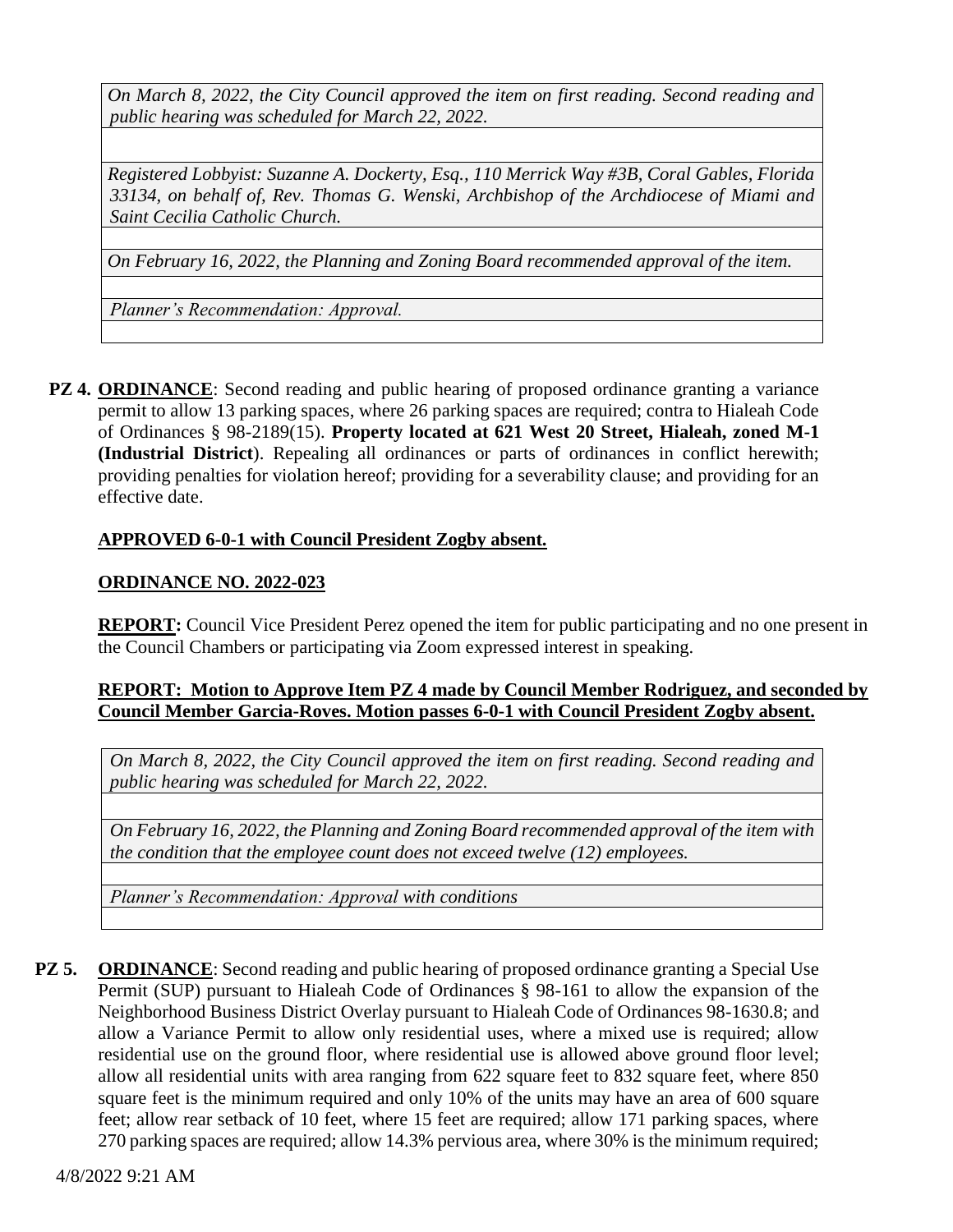*On March 8, 2022, the City Council approved the item on first reading. Second reading and public hearing was scheduled for March 22, 2022.*

*Registered Lobbyist: Suzanne A. Dockerty, Esq., 110 Merrick Way #3B, Coral Gables, Florida 33134, on behalf of, Rev. Thomas G. Wenski, Archbishop of the Archdiocese of Miami and Saint Cecilia Catholic Church.*

*On February 16, 2022, the Planning and Zoning Board recommended approval of the item.*

*Planner's Recommendation: Approval.*

**PZ 4. ORDINANCE**: Second reading and public hearing of proposed ordinance granting a variance permit to allow 13 parking spaces, where 26 parking spaces are required; contra to Hialeah Code of Ordinances § 98-2189(15). **Property located at 621 West 20 Street, Hialeah, zoned M-1 (Industrial District**). Repealing all ordinances or parts of ordinances in conflict herewith; providing penalties for violation hereof; providing for a severability clause; and providing for an effective date.

**APPROVED 6-0-1 with Council President Zogby absent.**

**ORDINANCE NO. 2022-023**

**REPORT:** Council Vice President Perez opened the item for public participating and no one present in the Council Chambers or participating via Zoom expressed interest in speaking.

**REPORT: Motion to Approve Item PZ 4 made by Council Member Rodriguez, and seconded by Council Member Garcia-Roves. Motion passes 6-0-1 with Council President Zogby absent.**

*On March 8, 2022, the City Council approved the item on first reading. Second reading and public hearing was scheduled for March 22, 2022.*

*On February 16, 2022, the Planning and Zoning Board recommended approval of the item with the condition that the employee count does not exceed twelve (12) employees.*

*Planner's Recommendation: Approval with conditions*

**PZ 5. ORDINANCE**: Second reading and public hearing of proposed ordinance granting a Special Use Permit (SUP) pursuant to Hialeah Code of Ordinances § 98-161 to allow the expansion of the Neighborhood Business District Overlay pursuant to Hialeah Code of Ordinances 98-1630.8; and allow a Variance Permit to allow only residential uses, where a mixed use is required; allow residential use on the ground floor, where residential use is allowed above ground floor level; allow all residential units with area ranging from 622 square feet to 832 square feet, where 850 square feet is the minimum required and only 10% of the units may have an area of 600 square feet; allow rear setback of 10 feet, where 15 feet are required; allow 171 parking spaces, where 270 parking spaces are required; allow 14.3% pervious area, where 30% is the minimum required;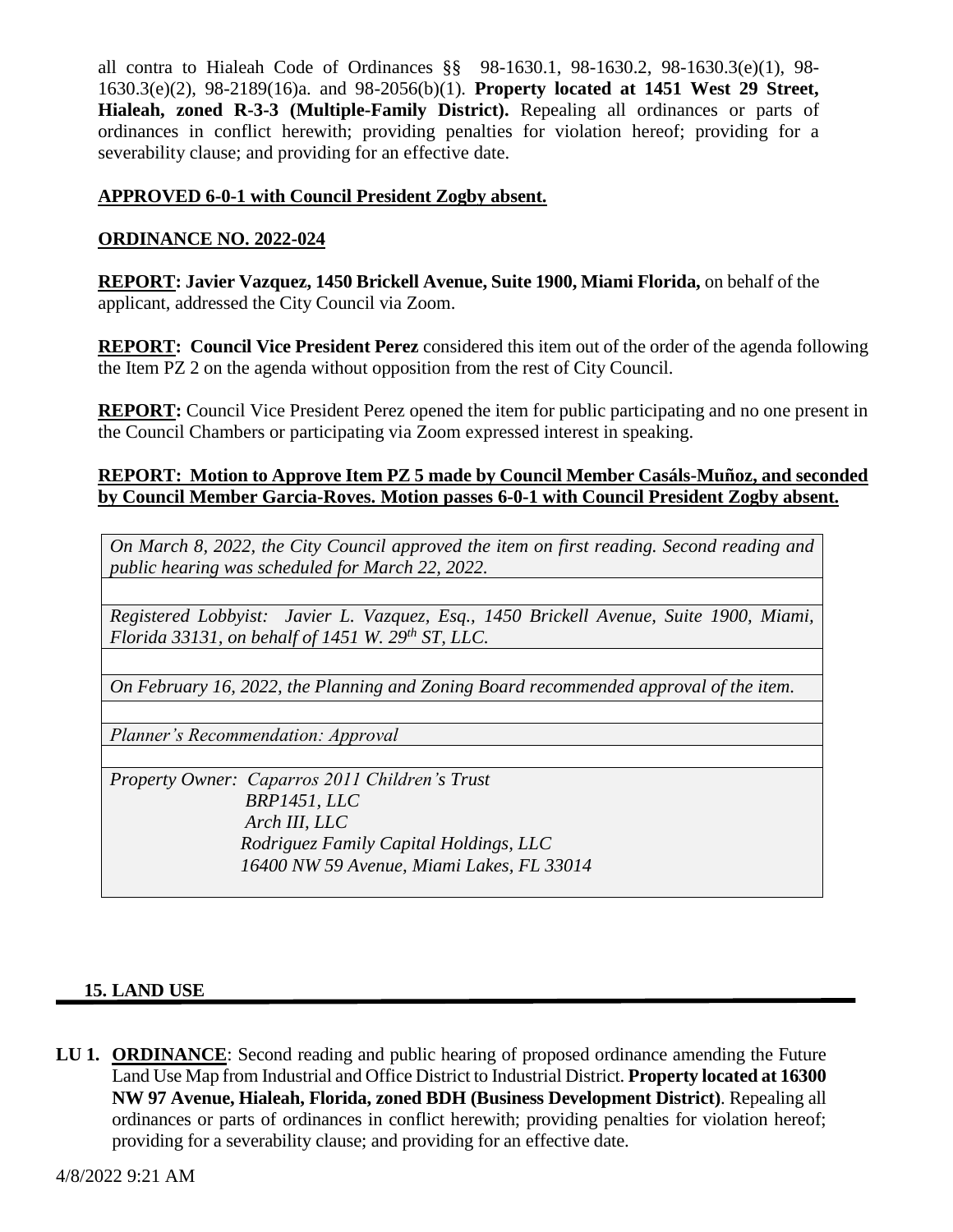all contra to Hialeah Code of Ordinances §§ 98-1630.1, 98-1630.2, 98-1630.3(e)(1), 98-1630.3(e)(2), 98-2189(16)a. and 98-2056(b)(1). **Property located at 1451 West 29 Street, Hialeah, zoned R-3-3 (Multiple-Family District).** Repealing all ordinances or parts of ordinances in conflict herewith; providing penalties for violation hereof; providing for a severability clause; and providing for an effective date.

**APPROVED 6-0-1 with Council President Zogby absent.**

**ORDINANCE NO. 2022-024**

**REPORT: Javier Vazquez, 1450 Brickell Avenue, Suite 1900, Miami Florida,** on behalf of the applicant, addressed the City Council via Zoom.

**REPORT: Council Vice President Perez** considered this item out of the order of the agenda following the Item PZ 2 on the agenda without opposition from the rest of City Council.

**REPORT:** Council Vice President Perez opened the item for public participating and no one present in the Council Chambers or participating via Zoom expressed interest in speaking.

**REPORT: Motion to Approve Item PZ 5 made by Council Member Casáls-Muñoz, and seconded by Council Member Garcia-Roves. Motion passes 6-0-1 with Council President Zogby absent.**

| *On March 8, 2022, the City Council approved the item on first reading. Second reading and public hearing was scheduled for March 22, 2022.* |
|---|
| |
| *Registered Lobbyist: Javier L. Vazquez, Esq., 1450 Brickell Avenue, Suite 1900, Miami, Florida 33131, on behalf of 1451 W. 29th ST, LLC.* |
| |
| *On February 16, 2022, the Planning and Zoning Board recommended approval of the item.* |
| |
| *Planner's Recommendation: Approval* |
| |
| *Property Owner: Caparros 2011 Children's Trust<br>BRP1451, LLC<br>Arch III, LLC<br>Rodriguez Family Capital Holdings, LLC<br>16400 NW 59 Avenue, Miami Lakes, FL 33014* |

## 15. LAND USE

**LU 1. ORDINANCE**: Second reading and public hearing of proposed ordinance amending the Future Land Use Map from Industrial and Office District to Industrial District. **Property located at 16300 NW 97 Avenue, Hialeah, Florida, zoned BDH (Business Development District)**. Repealing all ordinances or parts of ordinances in conflict herewith; providing penalties for violation hereof; providing for a severability clause; and providing for an effective date.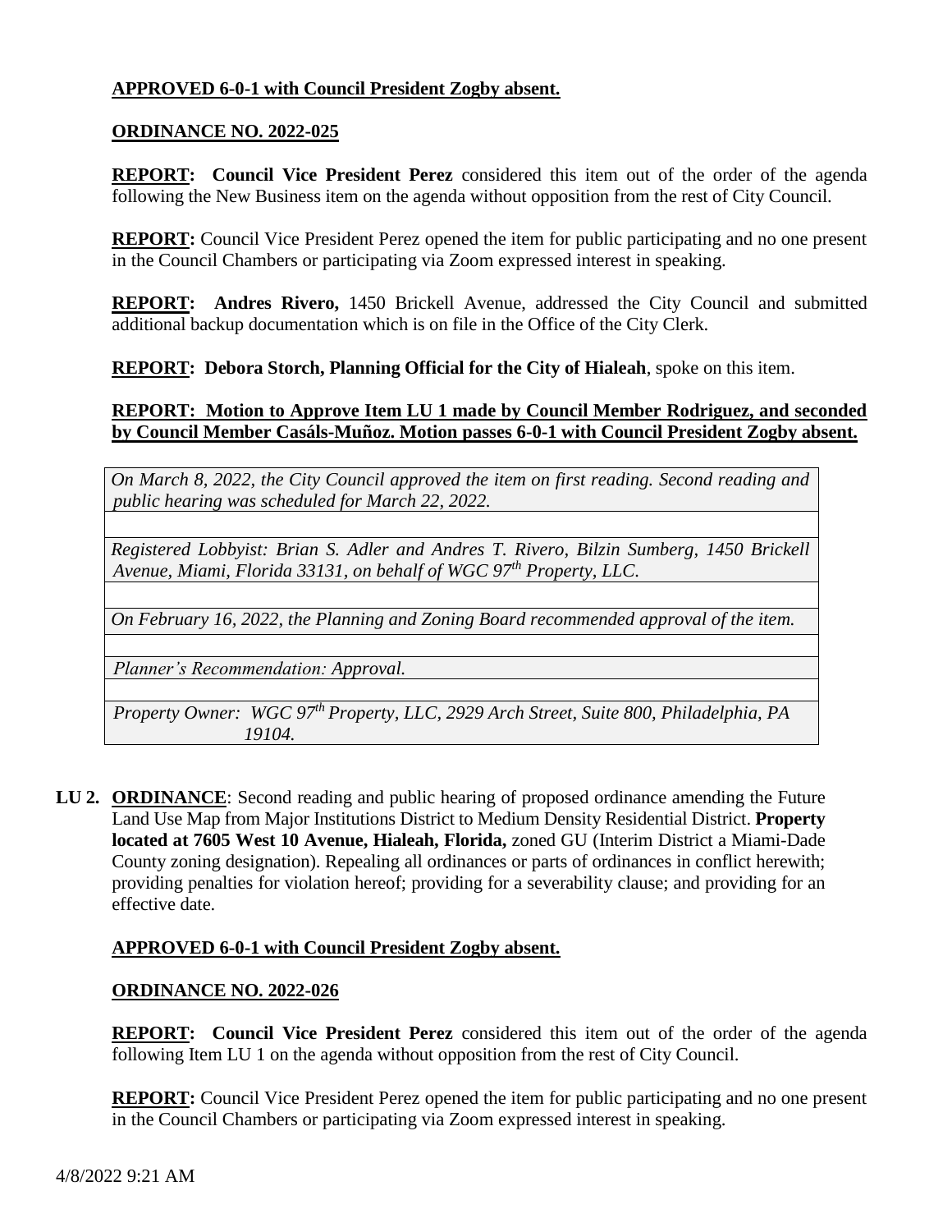**APPROVED 6-0-1 with Council President Zogby absent.**

**ORDINANCE NO. 2022-025**

**REPORT: Council Vice President Perez** considered this item out of the order of the agenda following the New Business item on the agenda without opposition from the rest of City Council.

**REPORT:** Council Vice President Perez opened the item for public participating and no one present in the Council Chambers or participating via Zoom expressed interest in speaking.

**REPORT: Andres Rivero,** 1450 Brickell Avenue, addressed the City Council and submitted additional backup documentation which is on file in the Office of the City Clerk.

**REPORT: Debora Storch, Planning Official for the City of Hialeah**, spoke on this item.

**REPORT: Motion to Approve Item LU 1 made by Council Member Rodriguez, and seconded by Council Member Casáls-Muñoz. Motion passes 6-0-1 with Council President Zogby absent.**

*On March 8, 2022, the City Council approved the item on first reading. Second reading and public hearing was scheduled for March 22, 2022.*

*Registered Lobbyist: Brian S. Adler and Andres T. Rivero, Bilzin Sumberg, 1450 Brickell Avenue, Miami, Florida 33131, on behalf of WGC 97th Property, LLC.*

*On February 16, 2022, the Planning and Zoning Board recommended approval of the item.*

*Planner's Recommendation: Approval.*

*Property Owner: WGC 97th Property, LLC, 2929 Arch Street, Suite 800, Philadelphia, PA 19104.*

**LU 2. ORDINANCE**: Second reading and public hearing of proposed ordinance amending the Future Land Use Map from Major Institutions District to Medium Density Residential District. **Property located at 7605 West 10 Avenue, Hialeah, Florida,** zoned GU (Interim District a Miami-Dade County zoning designation). Repealing all ordinances or parts of ordinances in conflict herewith; providing penalties for violation hereof; providing for a severability clause; and providing for an effective date.

**APPROVED 6-0-1 with Council President Zogby absent.**

**ORDINANCE NO. 2022-026**

**REPORT: Council Vice President Perez** considered this item out of the order of the agenda following Item LU 1 on the agenda without opposition from the rest of City Council.

**REPORT:** Council Vice President Perez opened the item for public participating and no one present in the Council Chambers or participating via Zoom expressed interest in speaking.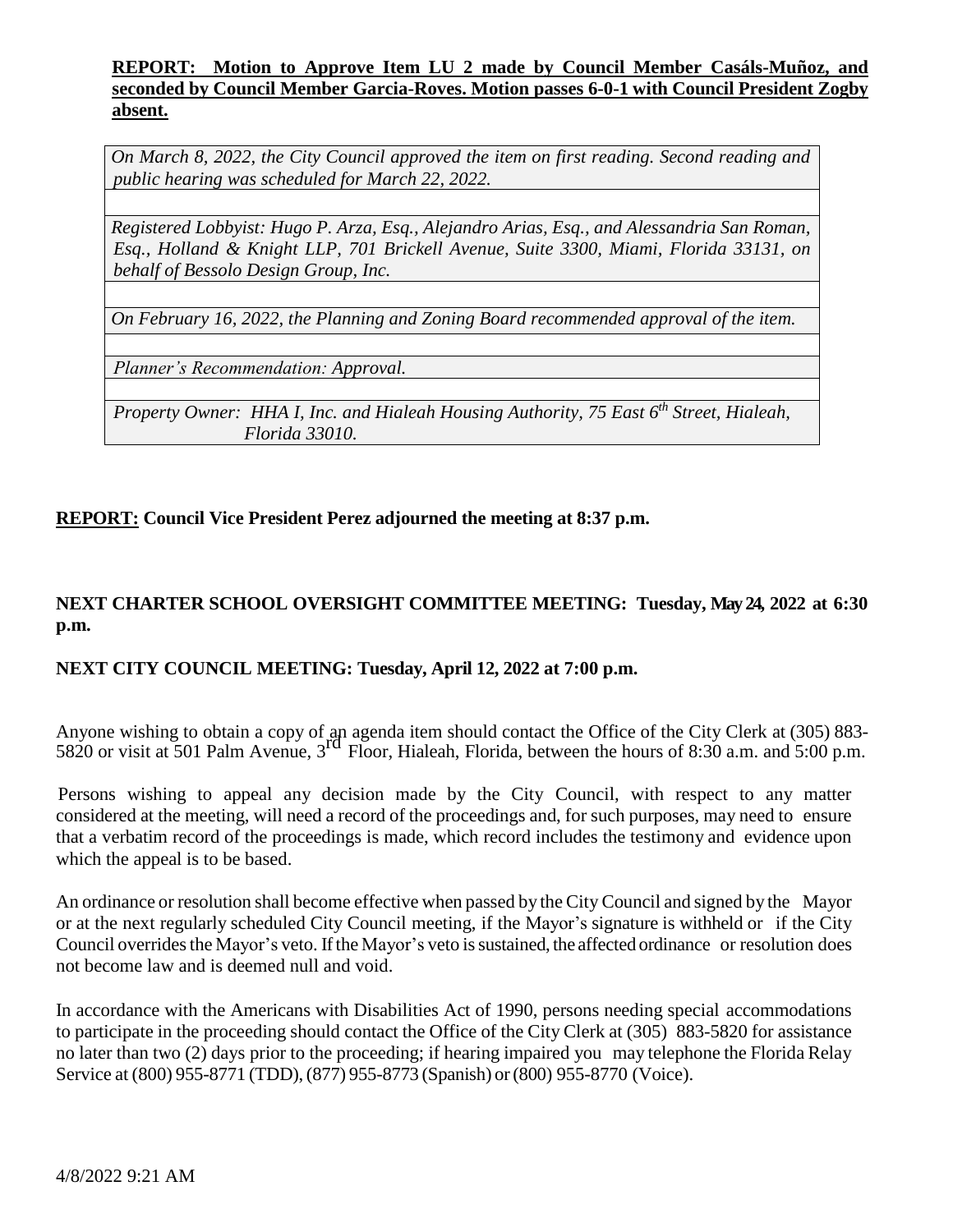**REPORT: Motion to Approve Item LU 2 made by Council Member Casáls-Muñoz, and seconded by Council Member Garcia-Roves. Motion passes 6-0-1 with Council President Zogby absent.**

| |
|---|
| *On March 8, 2022, the City Council approved the item on first reading. Second reading and public hearing was scheduled for March 22, 2022.* |
| |
| *Registered Lobbyist: Hugo P. Arza, Esq., Alejandro Arias, Esq., and Alessandria San Roman, Esq., Holland & Knight LLP, 701 Brickell Avenue, Suite 3300, Miami, Florida 33131, on behalf of Bessolo Design Group, Inc.* |
| |
| *On February 16, 2022, the Planning and Zoning Board recommended approval of the item.* |
| |
| *Planner's Recommendation: Approval.* |
| |
| *Property Owner: HHA I, Inc. and Hialeah Housing Authority, 75 East 6th Street, Hialeah, Florida 33010.* |

**REPORT: Council Vice President Perez adjourned the meeting at 8:37 p.m.**

**NEXT CHARTER SCHOOL OVERSIGHT COMMITTEE MEETING: Tuesday, May 24, 2022 at 6:30 p.m.**

**NEXT CITY COUNCIL MEETING: Tuesday, April 12, 2022 at 7:00 p.m.**

Anyone wishing to obtain a copy of an agenda item should contact the Office of the City Clerk at (305) 883-5820 or visit at 501 Palm Avenue, 3rd Floor, Hialeah, Florida, between the hours of 8:30 a.m. and 5:00 p.m.

Persons wishing to appeal any decision made by the City Council, with respect to any matter considered at the meeting, will need a record of the proceedings and, for such purposes, may need to ensure that a verbatim record of the proceedings is made, which record includes the testimony and evidence upon which the appeal is to be based.

An ordinance or resolution shall become effective when passed by the City Council and signed by the Mayor or at the next regularly scheduled City Council meeting, if the Mayor's signature is withheld or if the City Council overrides the Mayor's veto. If the Mayor's veto is sustained, the affected ordinance or resolution does not become law and is deemed null and void.

In accordance with the Americans with Disabilities Act of 1990, persons needing special accommodations to participate in the proceeding should contact the Office of the City Clerk at (305) 883-5820 for assistance no later than two (2) days prior to the proceeding; if hearing impaired you may telephone the Florida Relay Service at (800) 955-8771 (TDD), (877) 955-8773 (Spanish) or (800) 955-8770 (Voice).

4/8/2022 9:21 AM